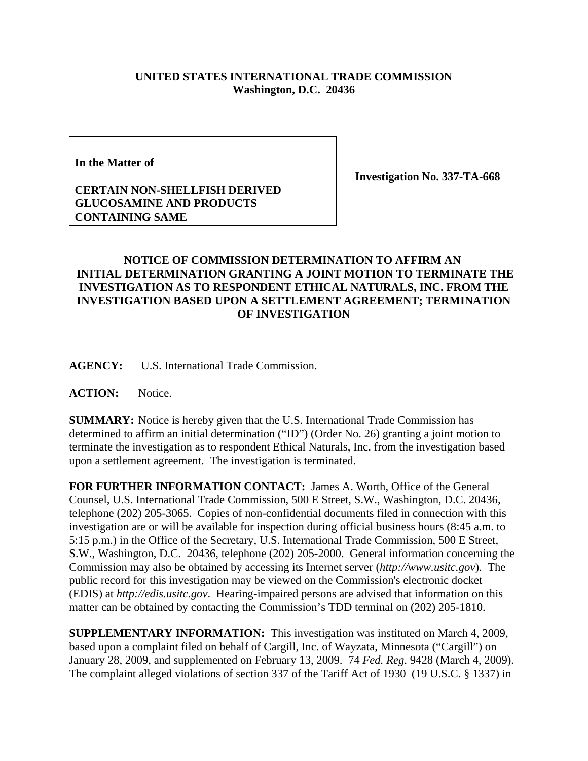**UNITED STATES INTERNATIONAL TRADE COMMISSION**
**Washington, D.C. 20436**

| **In the Matter of**<br><br>**CERTAIN NON-SHELLFISH DERIVED GLUCOSAMINE AND PRODUCTS CONTAINING SAME** | **Investigation No. 337-TA-668** |
|---|---|

# NOTICE OF COMMISSION DETERMINATION TO AFFIRM AN INITIAL DETERMINATION GRANTING A JOINT MOTION TO TERMINATE THE INVESTIGATION AS TO RESPONDENT ETHICAL NATURALS, INC. FROM THE INVESTIGATION BASED UPON A SETTLEMENT AGREEMENT; TERMINATION OF INVESTIGATION

**AGENCY:** U.S. International Trade Commission.

**ACTION:** Notice.

**SUMMARY:** Notice is hereby given that the U.S. International Trade Commission has determined to affirm an initial determination ("ID") (Order No. 26) granting a joint motion to terminate the investigation as to respondent Ethical Naturals, Inc. from the investigation based upon a settlement agreement. The investigation is terminated.

**FOR FURTHER INFORMATION CONTACT:** James A. Worth, Office of the General Counsel, U.S. International Trade Commission, 500 E Street, S.W., Washington, D.C. 20436, telephone (202) 205-3065. Copies of non-confidential documents filed in connection with this investigation are or will be available for inspection during official business hours (8:45 a.m. to 5:15 p.m.) in the Office of the Secretary, U.S. International Trade Commission, 500 E Street, S.W., Washington, D.C. 20436, telephone (202) 205-2000. General information concerning the Commission may also be obtained by accessing its Internet server (*http://www.usitc.gov*). The public record for this investigation may be viewed on the Commission's electronic docket (EDIS) at *http://edis.usitc.gov*. Hearing-impaired persons are advised that information on this matter can be obtained by contacting the Commission's TDD terminal on (202) 205-1810.

**SUPPLEMENTARY INFORMATION:** This investigation was instituted on March 4, 2009, based upon a complaint filed on behalf of Cargill, Inc. of Wayzata, Minnesota ("Cargill") on January 28, 2009, and supplemented on February 13, 2009. 74 *Fed. Reg.* 9428 (March 4, 2009). The complaint alleged violations of section 337 of the Tariff Act of 1930 (19 U.S.C. § 1337) in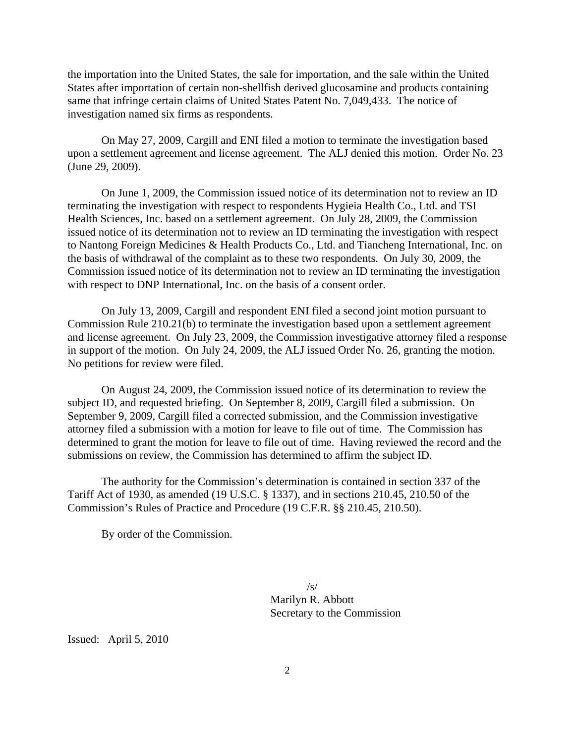the importation into the United States, the sale for importation, and the sale within the United States after importation of certain non-shellfish derived glucosamine and products containing same that infringe certain claims of United States Patent No. 7,049,433. The notice of investigation named six firms as respondents.

On May 27, 2009, Cargill and ENI filed a motion to terminate the investigation based upon a settlement agreement and license agreement. The ALJ denied this motion. Order No. 23 (June 29, 2009).

On June 1, 2009, the Commission issued notice of its determination not to review an ID terminating the investigation with respect to respondents Hygieia Health Co., Ltd. and TSI Health Sciences, Inc. based on a settlement agreement. On July 28, 2009, the Commission issued notice of its determination not to review an ID terminating the investigation with respect to Nantong Foreign Medicines & Health Products Co., Ltd. and Tiancheng International, Inc. on the basis of withdrawal of the complaint as to these two respondents. On July 30, 2009, the Commission issued notice of its determination not to review an ID terminating the investigation with respect to DNP International, Inc. on the basis of a consent order.

On July 13, 2009, Cargill and respondent ENI filed a second joint motion pursuant to Commission Rule 210.21(b) to terminate the investigation based upon a settlement agreement and license agreement. On July 23, 2009, the Commission investigative attorney filed a response in support of the motion. On July 24, 2009, the ALJ issued Order No. 26, granting the motion. No petitions for review were filed.

On August 24, 2009, the Commission issued notice of its determination to review the subject ID, and requested briefing. On September 8, 2009, Cargill filed a submission. On September 9, 2009, Cargill filed a corrected submission, and the Commission investigative attorney filed a submission with a motion for leave to file out of time. The Commission has determined to grant the motion for leave to file out of time. Having reviewed the record and the submissions on review, the Commission has determined to affirm the subject ID.

The authority for the Commission's determination is contained in section 337 of the Tariff Act of 1930, as amended (19 U.S.C. § 1337), and in sections 210.45, 210.50 of the Commission's Rules of Practice and Procedure (19 C.F.R. §§ 210.45, 210.50).

By order of the Commission.

/s/
Marilyn R. Abbott
Secretary to the Commission

Issued: April 5, 2010